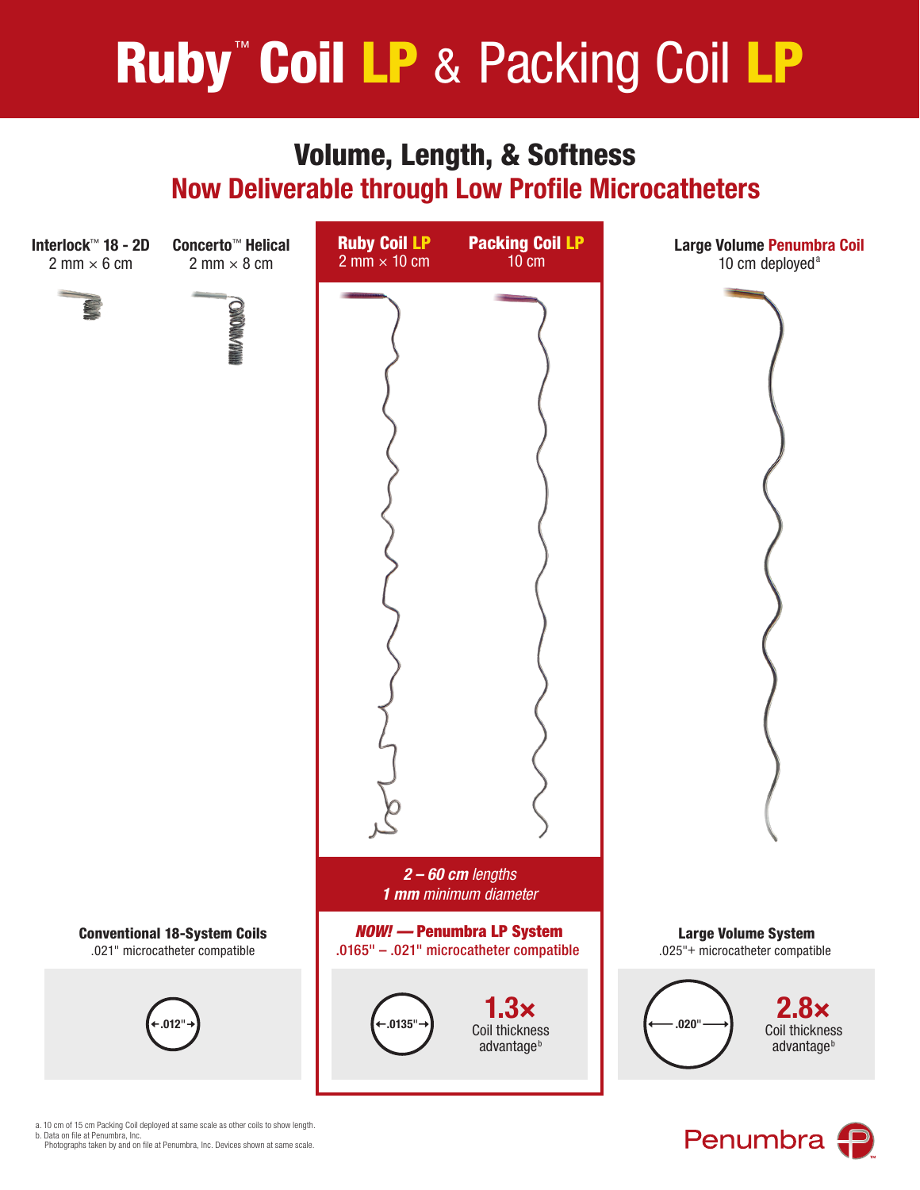# Ruby™ Coil LP & Packing Coil LP

## Volume, Length, & Softness

### Now Deliverable through Low Profile Microcatheters

**Interlock™ 18 - 2D**
2 mm × 6 cm

**Concerto™ Helical**
2 mm × 8 cm

**Ruby Coil LP**
2 mm × 10 cm

**Packing Coil LP**
10 cm

**Large Volume Penumbra Coil**
10 cm deployed[a]

***2 – 60 cm** lengths*
***1 mm** minimum diameter*

**Conventional 18-System Coils**
.021" microcatheter compatible

.012"

***NOW!* — Penumbra LP System**
.0165" – .021" microcatheter compatible

.0135"

**1.3×**
Coil thickness advantage[b]

**Large Volume System**
.025"+ microcatheter compatible

.020"

**2.8×**
Coil thickness advantage[b]

a. 10 cm of 15 cm Packing Coil deployed at same scale as other coils to show length.
b. Data on file at Penumbra, Inc.
Photographs taken by and on file at Penumbra, Inc. Devices shown at same scale.

Penumbra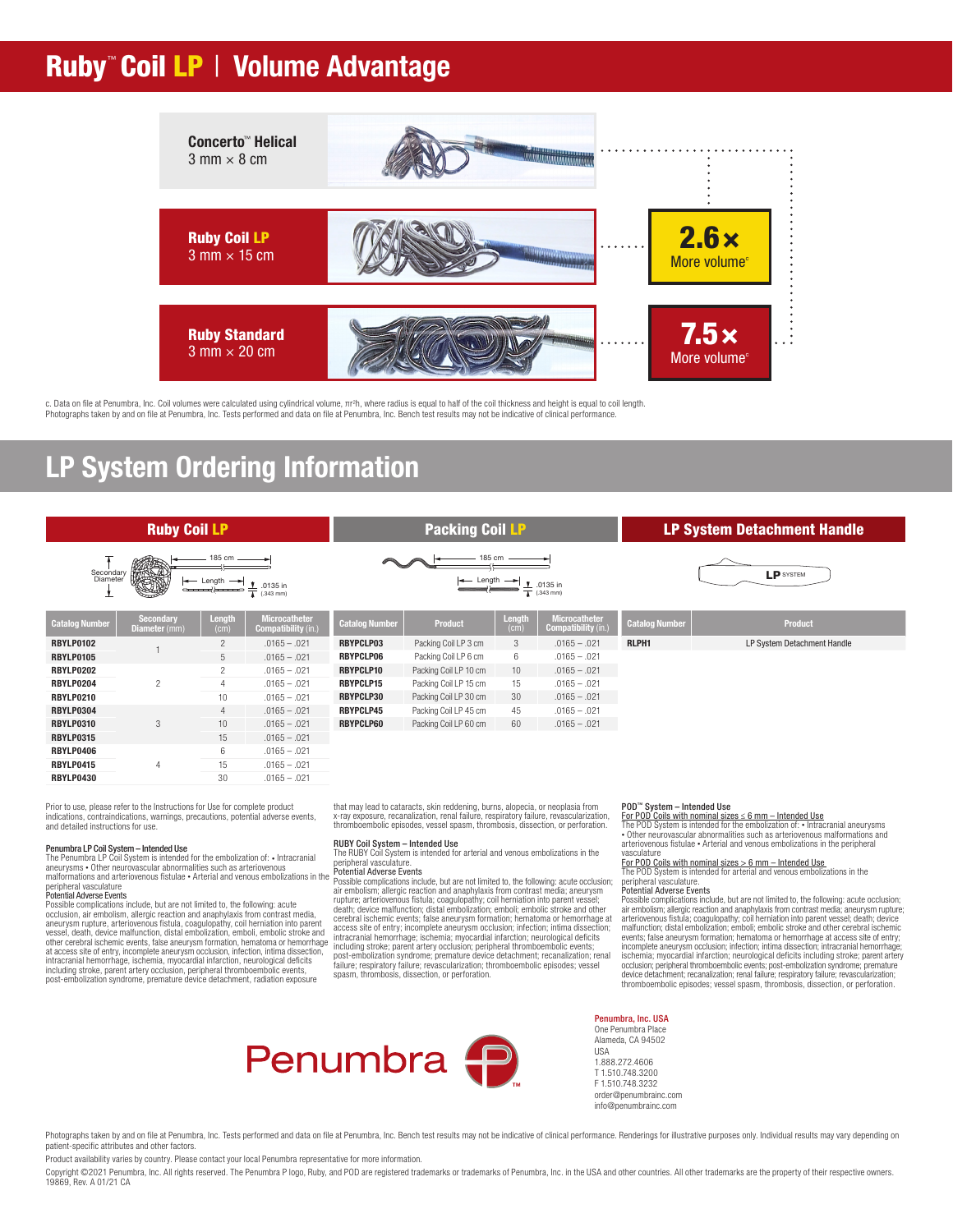# Ruby™ Coil LP | Volume Advantage

**Concerto™ Helical**
3 mm × 8 cm

**Ruby Coil LP**
3 mm × 15 cm

**2.6×**
More volume[c]

**Ruby Standard**
3 mm × 20 cm

**7.5×**
More volume[c]

c. Data on file at Penumbra, Inc. Coil volumes were calculated using cylindrical volume, $\pi r^2 h$, where radius is equal to half of the coil thickness and height is equal to coil length. Photographs taken by and on file at Penumbra, Inc. Tests performed and data on file at Penumbra, Inc. Bench test results may not be indicative of clinical performance.

# LP System Ordering Information

## Ruby Coil LP

Secondary Diameter
185 cm
Length
.0135 in (.343 mm)

| Catalog Number | Secondary Diameter (mm) | Length (cm) | Microcatheter Compatibility (in.) |
|---|---|---|---|
| RBYLP0102 | 1 | 2 | .0165 – .021 |
| RBYLP0105 | | 5 | .0165 – .021 |
| RBYLP0202 | 2 | 2 | .0165 – .021 |
| RBYLP0204 | | 4 | .0165 – .021 |
| RBYLP0210 | | 10 | .0165 – .021 |
| RBYLP0304 | 3 | 4 | .0165 – .021 |
| RBYLP0310 | | 10 | .0165 – .021 |
| RBYLP0315 | | 15 | .0165 – .021 |
| RBYLP0406 | 4 | 6 | .0165 – .021 |
| RBYLP0415 | | 15 | .0165 – .021 |
| RBYLP0430 | | 30 | .0165 – .021 |

## Packing Coil LP

185 cm
Length
.0135 in (.343 mm)

| Catalog Number | Product | Length (cm) | Microcatheter Compatibility (in.) |
|---|---|---|---|
| RBYPCLP03 | Packing Coil LP 3 cm | 3 | .0165 – .021 |
| RBYPCLP06 | Packing Coil LP 6 cm | 6 | .0165 – .021 |
| RBYPCLP10 | Packing Coil LP 10 cm | 10 | .0165 – .021 |
| RBYPCLP15 | Packing Coil LP 15 cm | 15 | .0165 – .021 |
| RBYPCLP30 | Packing Coil LP 30 cm | 30 | .0165 – .021 |
| RBYPCLP45 | Packing Coil LP 45 cm | 45 | .0165 – .021 |
| RBYPCLP60 | Packing Coil LP 60 cm | 60 | .0165 – .021 |

## LP System Detachment Handle

LP SYSTEM

| Catalog Number | Product |
|---|---|
| RLPH1 | LP System Detachment Handle |

Prior to use, please refer to the Instructions for Use for complete product indications, contraindications, warnings, precautions, potential adverse events, and detailed instructions for use.

**Penumbra LP Coil System – Intended Use**
The Penumbra LP Coil System is intended for the embolization of: • Intracranial aneurysms • Other neurovascular abnormalities such as arteriovenous malformations and arteriovenous fistulae • Arterial and venous embolizations in the peripheral vasculature
**Potential Adverse Events**
Possible complications include, but are not limited to, the following: acute occlusion, air embolism, allergic reaction and anaphylaxis from contrast media, aneurysm rupture, arteriovenous fistula, coagulopathy, coil herniation into parent vessel, death, device malfunction, distal embolization, emboli, embolic stroke and other cerebral ischemic events, false aneurysm formation, hematoma or hemorrhage at access site of entry, incomplete aneurysm occlusion, infection, intima dissection, intracranial hemorrhage, ischemia, myocardial infarction, neurological deficits including stroke, parent artery occlusion, peripheral thromboembolic events, post-embolization syndrome, premature device detachment, radiation exposure that may lead to cataracts, skin reddening, burns, alopecia, or neoplasia from x-ray exposure, recanalization, renal failure, respiratory failure, revascularization, thromboembolic episodes, vessel spasm, thrombosis, dissection, or perforation.

**RUBY Coil System – Intended Use**
The RUBY Coil System is intended for arterial and venous embolizations in the peripheral vasculature.
**Potential Adverse Events**
Possible complications include, but are not limited to, the following: acute occlusion; air embolism; allergic reaction and anaphylaxis from contrast media; aneurysm rupture; arteriovenous fistula; coagulopathy; coil herniation into parent vessel; death; device malfunction; distal embolization; emboli; embolic stroke and other cerebral ischemic events; false aneurysm formation; hematoma or hemorrhage at access site of entry; incomplete aneurysm occlusion; infection; intima dissection; intracranial hemorrhage; ischemia; myocardial infarction; neurological deficits including stroke; parent artery occlusion; peripheral thromboembolic events; post-embolization syndrome; premature device detachment; recanalization; renal failure; respiratory failure; revascularization; thromboembolic episodes; vessel spasm, thrombosis, dissection, or perforation.

**POD™ System – Intended Use**
For POD Coils with nominal sizes ≤ 6 mm – Intended Use
The POD System is intended for the embolization of: • Intracranial aneurysms • Other neurovascular abnormalities such as arteriovenous malformations and arteriovenous fistulae • Arterial and venous embolizations in the peripheral vasculature
For POD Coils with nominal sizes > 6 mm – Intended Use
The POD System is intended for arterial and venous embolizations in the peripheral vasculature.
**Potential Adverse Events**
Possible complications include, but are not limited to, the following: acute occlusion; air embolism; allergic reaction and anaphylaxis from contrast media; aneurysm rupture; arteriovenous fistula; coagulopathy; coil herniation into parent vessel; death; device malfunction; distal embolization; emboli; embolic stroke and other cerebral ischemic events; false aneurysm formation; hematoma or hemorrhage at access site of entry; incomplete aneurysm occlusion; infection; intima dissection; intracranial hemorrhage; ischemia; myocardial infarction; neurological deficits including stroke; parent artery occlusion; peripheral thromboembolic events; post-embolization syndrome; premature device detachment; recanalization; renal failure; respiratory failure; revascularization; thromboembolic episodes; vessel spasm, thrombosis, dissection, or perforation.

Penumbra

**Penumbra, Inc. USA**
One Penumbra Place
Alameda, CA 94502
USA
1.888.272.4606
T 1.510.748.3200
F 1.510.748.3232
order@penumbrainc.com
info@penumbrainc.com

Photographs taken by and on file at Penumbra, Inc. Tests performed and data on file at Penumbra, Inc. Bench test results may not be indicative of clinical performance. Renderings for illustrative purposes only. Individual results may vary depending on patient-specific attributes and other factors.

Product availability varies by country. Please contact your local Penumbra representative for more information.

Copyright ©2021 Penumbra, Inc. All rights reserved. The Penumbra P logo, Ruby, and POD are registered trademarks or trademarks of Penumbra, Inc. in the USA and other countries. All other trademarks are the property of their respective owners. 19869, Rev. A 01/21 CA